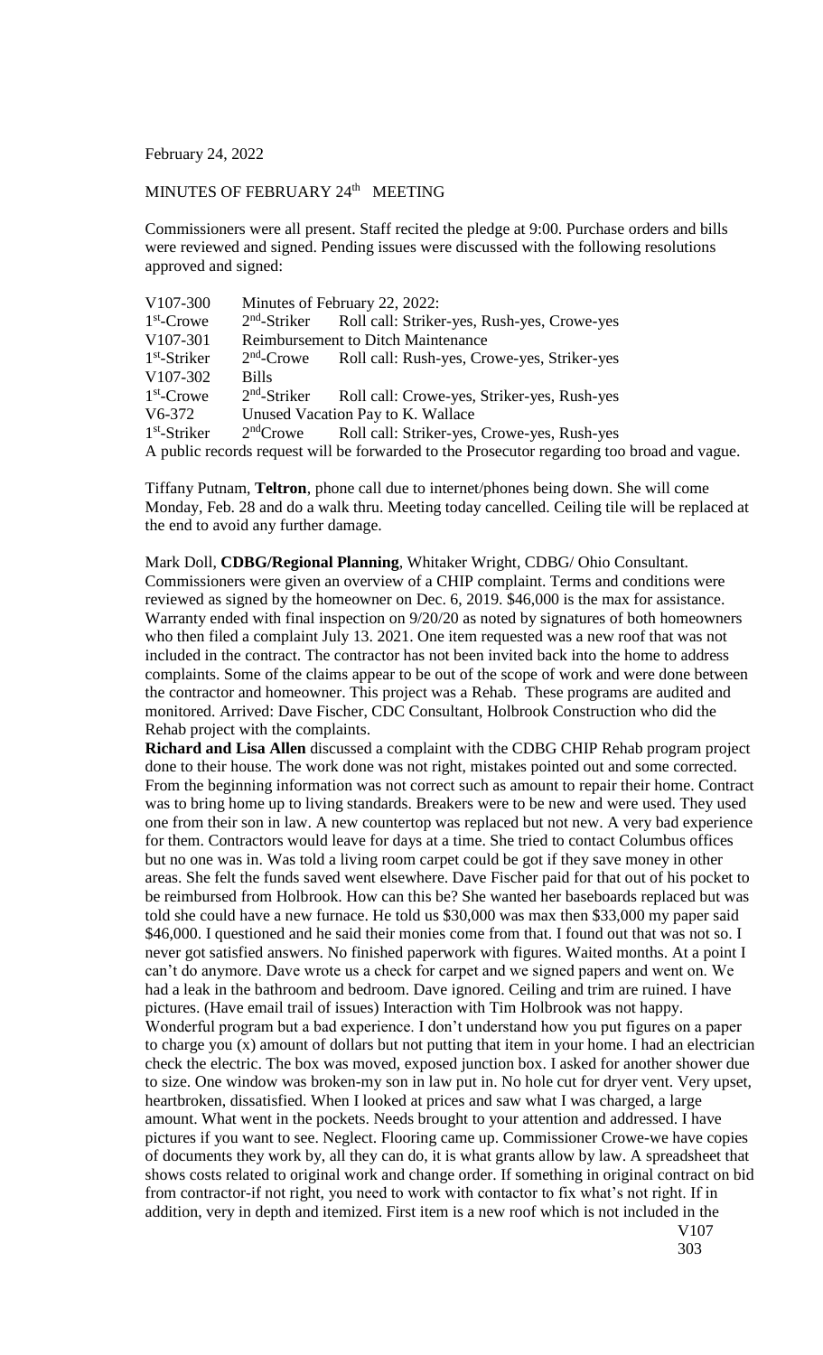February 24, 2022

MINUTES OF FEBRUARY 24th MEETING

Commissioners were all present. Staff recited the pledge at 9:00. Purchase orders and bills were reviewed and signed. Pending issues were discussed with the following resolutions approved and signed:

| | | |
|---|---|---|
| V107-300 | Minutes of February 22, 2022: | |
| 1st-Crowe | 2nd-Striker | Roll call: Striker-yes, Rush-yes, Crowe-yes |
| V107-301 | Reimbursement to Ditch Maintenance | |
| 1st-Striker | 2nd-Crowe | Roll call: Rush-yes, Crowe-yes, Striker-yes |
| V107-302 | Bills | |
| 1st-Crowe | 2nd-Striker | Roll call: Crowe-yes, Striker-yes, Rush-yes |
| V6-372 | Unused Vacation Pay to K. Wallace | |
| 1st-Striker | 2ndCrowe | Roll call: Striker-yes, Crowe-yes, Rush-yes |

A public records request will be forwarded to the Prosecutor regarding too broad and vague.

Tiffany Putnam, **Teltron**, phone call due to internet/phones being down. She will come Monday, Feb. 28 and do a walk thru. Meeting today cancelled. Ceiling tile will be replaced at the end to avoid any further damage.

Mark Doll, **CDBG/Regional Planning**, Whitaker Wright, CDBG/ Ohio Consultant. Commissioners were given an overview of a CHIP complaint. Terms and conditions were reviewed as signed by the homeowner on Dec. 6, 2019. $46,000 is the max for assistance. Warranty ended with final inspection on 9/20/20 as noted by signatures of both homeowners who then filed a complaint July 13. 2021. One item requested was a new roof that was not included in the contract. The contractor has not been invited back into the home to address complaints. Some of the claims appear to be out of the scope of work and were done between the contractor and homeowner. This project was a Rehab. These programs are audited and monitored. Arrived: Dave Fischer, CDC Consultant, Holbrook Construction who did the Rehab project with the complaints.

**Richard and Lisa Allen** discussed a complaint with the CDBG CHIP Rehab program project done to their house. The work done was not right, mistakes pointed out and some corrected. From the beginning information was not correct such as amount to repair their home. Contract was to bring home up to living standards. Breakers were to be new and were used. They used one from their son in law. A new countertop was replaced but not new. A very bad experience for them. Contractors would leave for days at a time. She tried to contact Columbus offices but no one was in. Was told a living room carpet could be got if they save money in other areas. She felt the funds saved went elsewhere. Dave Fischer paid for that out of his pocket to be reimbursed from Holbrook. How can this be? She wanted her baseboards replaced but was told she could have a new furnace. He told us $30,000 was max then $33,000 my paper said $46,000. I questioned and he said their monies come from that. I found out that was not so. I never got satisfied answers. No finished paperwork with figures. Waited months. At a point I can't do anymore. Dave wrote us a check for carpet and we signed papers and went on. We had a leak in the bathroom and bedroom. Dave ignored. Ceiling and trim are ruined. I have pictures. (Have email trail of issues) Interaction with Tim Holbrook was not happy. Wonderful program but a bad experience. I don't understand how you put figures on a paper to charge you (x) amount of dollars but not putting that item in your home. I had an electrician check the electric. The box was moved, exposed junction box. I asked for another shower due to size. One window was broken-my son in law put in. No hole cut for dryer vent. Very upset, heartbroken, dissatisfied. When I looked at prices and saw what I was charged, a large amount. What went in the pockets. Needs brought to your attention and addressed. I have pictures if you want to see. Neglect. Flooring came up. Commissioner Crowe-we have copies of documents they work by, all they can do, it is what grants allow by law. A spreadsheet that shows costs related to original work and change order. If something in original contract on bid from contractor-if not right, you need to work with contactor to fix what's not right. If in addition, very in depth and itemized. First item is a new roof which is not included in the

V107
303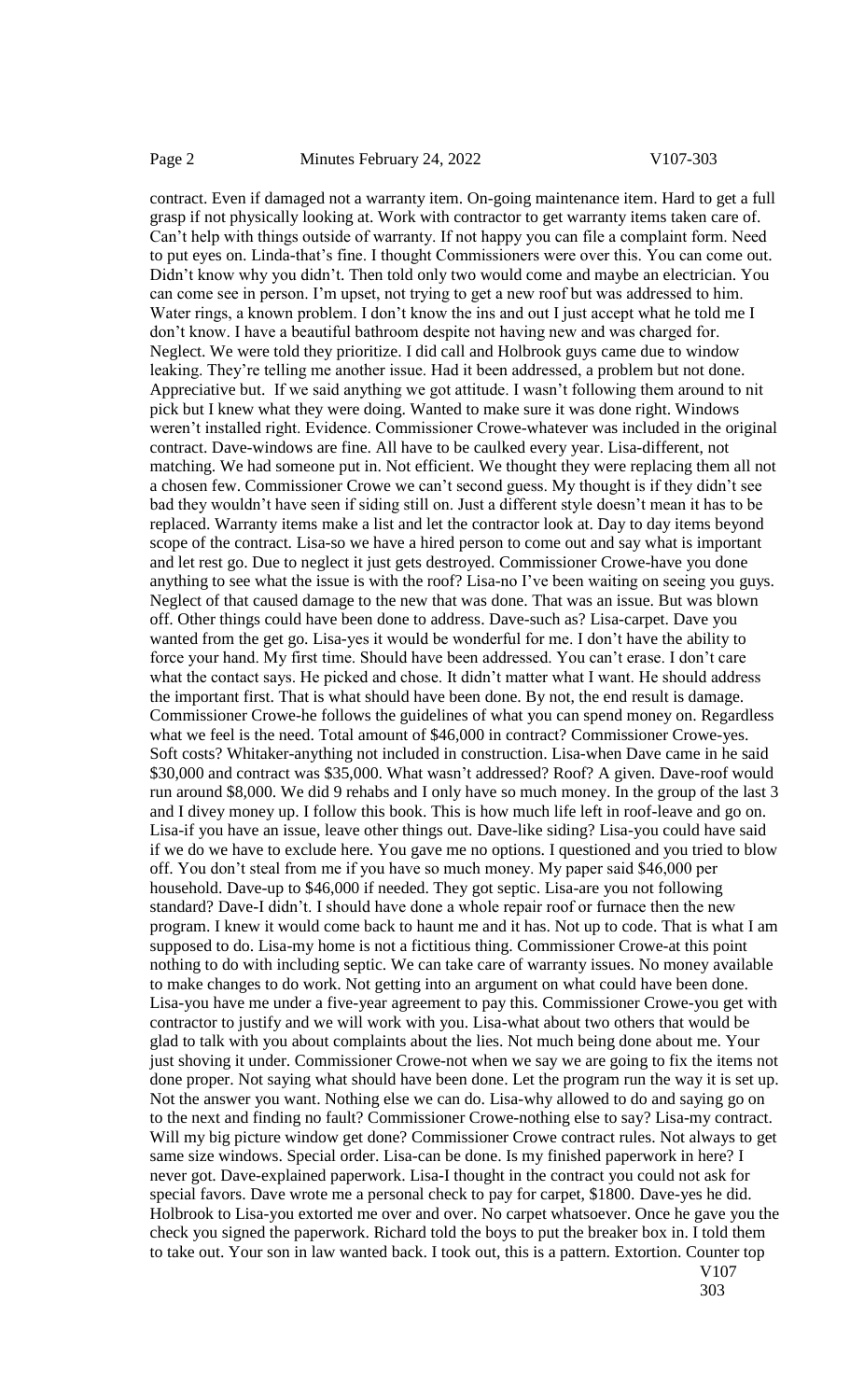contract. Even if damaged not a warranty item. On-going maintenance item. Hard to get a full grasp if not physically looking at. Work with contractor to get warranty items taken care of. Can't help with things outside of warranty. If not happy you can file a complaint form. Need to put eyes on. Linda-that's fine. I thought Commissioners were over this. You can come out. Didn't know why you didn't. Then told only two would come and maybe an electrician. You can come see in person. I'm upset, not trying to get a new roof but was addressed to him. Water rings, a known problem. I don't know the ins and out I just accept what he told me I don't know. I have a beautiful bathroom despite not having new and was charged for. Neglect. We were told they prioritize. I did call and Holbrook guys came due to window leaking. They're telling me another issue. Had it been addressed, a problem but not done. Appreciative but. If we said anything we got attitude. I wasn't following them around to nit pick but I knew what they were doing. Wanted to make sure it was done right. Windows weren't installed right. Evidence. Commissioner Crowe-whatever was included in the original contract. Dave-windows are fine. All have to be caulked every year. Lisa-different, not matching. We had someone put in. Not efficient. We thought they were replacing them all not a chosen few. Commissioner Crowe we can't second guess. My thought is if they didn't see bad they wouldn't have seen if siding still on. Just a different style doesn't mean it has to be replaced. Warranty items make a list and let the contractor look at. Day to day items beyond scope of the contract. Lisa-so we have a hired person to come out and say what is important and let rest go. Due to neglect it just gets destroyed. Commissioner Crowe-have you done anything to see what the issue is with the roof? Lisa-no I've been waiting on seeing you guys. Neglect of that caused damage to the new that was done. That was an issue. But was blown off. Other things could have been done to address. Dave-such as? Lisa-carpet. Dave you wanted from the get go. Lisa-yes it would be wonderful for me. I don't have the ability to force your hand. My first time. Should have been addressed. You can't erase. I don't care what the contact says. He picked and chose. It didn't matter what I want. He should address the important first. That is what should have been done. By not, the end result is damage. Commissioner Crowe-he follows the guidelines of what you can spend money on. Regardless what we feel is the need. Total amount of $46,000 in contract? Commissioner Crowe-yes. Soft costs? Whitaker-anything not included in construction. Lisa-when Dave came in he said $30,000 and contract was $35,000. What wasn't addressed? Roof? A given. Dave-roof would run around $8,000. We did 9 rehabs and I only have so much money. In the group of the last 3 and I divey money up. I follow this book. This is how much life left in roof-leave and go on. Lisa-if you have an issue, leave other things out. Dave-like siding? Lisa-you could have said if we do we have to exclude here. You gave me no options. I questioned and you tried to blow off. You don't steal from me if you have so much money. My paper said $46,000 per household. Dave-up to $46,000 if needed. They got septic. Lisa-are you not following standard? Dave-I didn't. I should have done a whole repair roof or furnace then the new program. I knew it would come back to haunt me and it has. Not up to code. That is what I am supposed to do. Lisa-my home is not a fictitious thing. Commissioner Crowe-at this point nothing to do with including septic. We can take care of warranty issues. No money available to make changes to do work. Not getting into an argument on what could have been done. Lisa-you have me under a five-year agreement to pay this. Commissioner Crowe-you get with contractor to justify and we will work with you. Lisa-what about two others that would be glad to talk with you about complaints about the lies. Not much being done about me. Your just shoving it under. Commissioner Crowe-not when we say we are going to fix the items not done proper. Not saying what should have been done. Let the program run the way it is set up. Not the answer you want. Nothing else we can do. Lisa-why allowed to do and saying go on to the next and finding no fault? Commissioner Crowe-nothing else to say? Lisa-my contract. Will my big picture window get done? Commissioner Crowe contract rules. Not always to get same size windows. Special order. Lisa-can be done. Is my finished paperwork in here? I never got. Dave-explained paperwork. Lisa-I thought in the contract you could not ask for special favors. Dave wrote me a personal check to pay for carpet, $1800. Dave-yes he did. Holbrook to Lisa-you extorted me over and over. No carpet whatsoever. Once he gave you the check you signed the paperwork. Richard told the boys to put the breaker box in. I told them to take out. Your son in law wanted back. I took out, this is a pattern. Extortion. Counter top

V107
303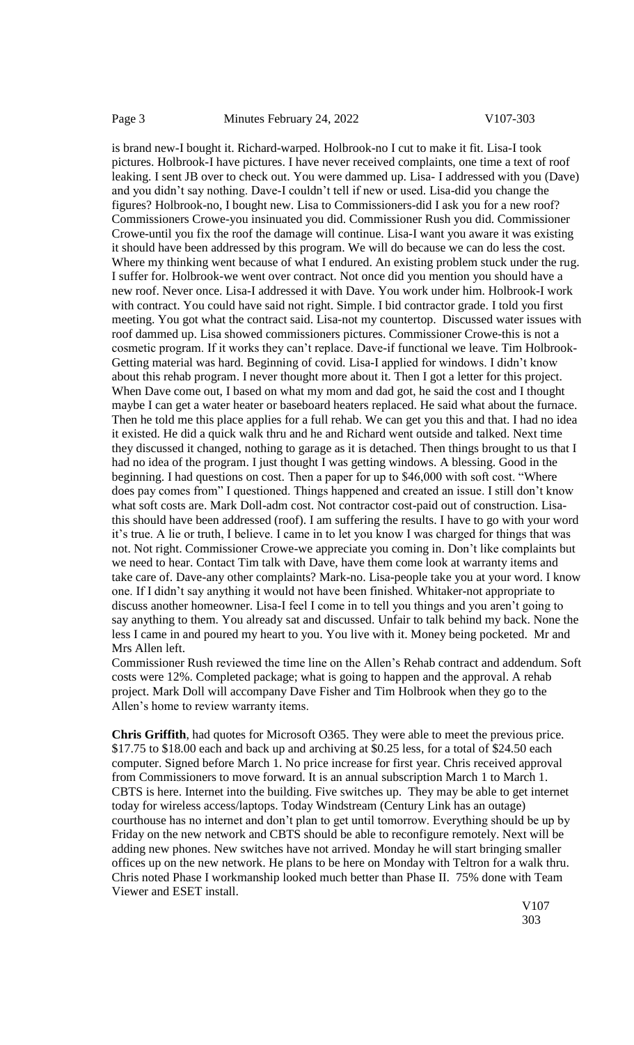is brand new-I bought it. Richard-warped. Holbrook-no I cut to make it fit. Lisa-I took pictures. Holbrook-I have pictures. I have never received complaints, one time a text of roof leaking. I sent JB over to check out. You were dammed up. Lisa- I addressed with you (Dave) and you didn't say nothing. Dave-I couldn't tell if new or used. Lisa-did you change the figures? Holbrook-no, I bought new. Lisa to Commissioners-did I ask you for a new roof? Commissioners Crowe-you insinuated you did. Commissioner Rush you did. Commissioner Crowe-until you fix the roof the damage will continue. Lisa-I want you aware it was existing it should have been addressed by this program. We will do because we can do less the cost. Where my thinking went because of what I endured. An existing problem stuck under the rug. I suffer for. Holbrook-we went over contract. Not once did you mention you should have a new roof. Never once. Lisa-I addressed it with Dave. You work under him. Holbrook-I work with contract. You could have said not right. Simple. I bid contractor grade. I told you first meeting. You got what the contract said. Lisa-not my countertop. Discussed water issues with roof dammed up. Lisa showed commissioners pictures. Commissioner Crowe-this is not a cosmetic program. If it works they can't replace. Dave-if functional we leave. Tim Holbrook-Getting material was hard. Beginning of covid. Lisa-I applied for windows. I didn't know about this rehab program. I never thought more about it. Then I got a letter for this project. When Dave come out, I based on what my mom and dad got, he said the cost and I thought maybe I can get a water heater or baseboard heaters replaced. He said what about the furnace. Then he told me this place applies for a full rehab. We can get you this and that. I had no idea it existed. He did a quick walk thru and he and Richard went outside and talked. Next time they discussed it changed, nothing to garage as it is detached. Then things brought to us that I had no idea of the program. I just thought I was getting windows. A blessing. Good in the beginning. I had questions on cost. Then a paper for up to $46,000 with soft cost. "Where does pay comes from" I questioned. Things happened and created an issue. I still don't know what soft costs are. Mark Doll-adm cost. Not contractor cost-paid out of construction. Lisa-this should have been addressed (roof). I am suffering the results. I have to go with your word it's true. A lie or truth, I believe. I came in to let you know I was charged for things that was not. Not right. Commissioner Crowe-we appreciate you coming in. Don't like complaints but we need to hear. Contact Tim talk with Dave, have them come look at warranty items and take care of. Dave-any other complaints? Mark-no. Lisa-people take you at your word. I know one. If I didn't say anything it would not have been finished. Whitaker-not appropriate to discuss another homeowner. Lisa-I feel I come in to tell you things and you aren't going to say anything to them. You already sat and discussed. Unfair to talk behind my back. None the less I came in and poured my heart to you. You live with it. Money being pocketed. Mr and Mrs Allen left.

Commissioner Rush reviewed the time line on the Allen's Rehab contract and addendum. Soft costs were 12%. Completed package; what is going to happen and the approval. A rehab project. Mark Doll will accompany Dave Fisher and Tim Holbrook when they go to the Allen's home to review warranty items.

**Chris Griffith**, had quotes for Microsoft O365. They were able to meet the previous price. $17.75 to $18.00 each and back up and archiving at $0.25 less, for a total of $24.50 each computer. Signed before March 1. No price increase for first year. Chris received approval from Commissioners to move forward. It is an annual subscription March 1 to March 1. CBTS is here. Internet into the building. Five switches up. They may be able to get internet today for wireless access/laptops. Today Windstream (Century Link has an outage) courthouse has no internet and don't plan to get until tomorrow. Everything should be up by Friday on the new network and CBTS should be able to reconfigure remotely. Next will be adding new phones. New switches have not arrived. Monday he will start bringing smaller offices up on the new network. He plans to be here on Monday with Teltron for a walk thru. Chris noted Phase I workmanship looked much better than Phase II. 75% done with Team Viewer and ESET install.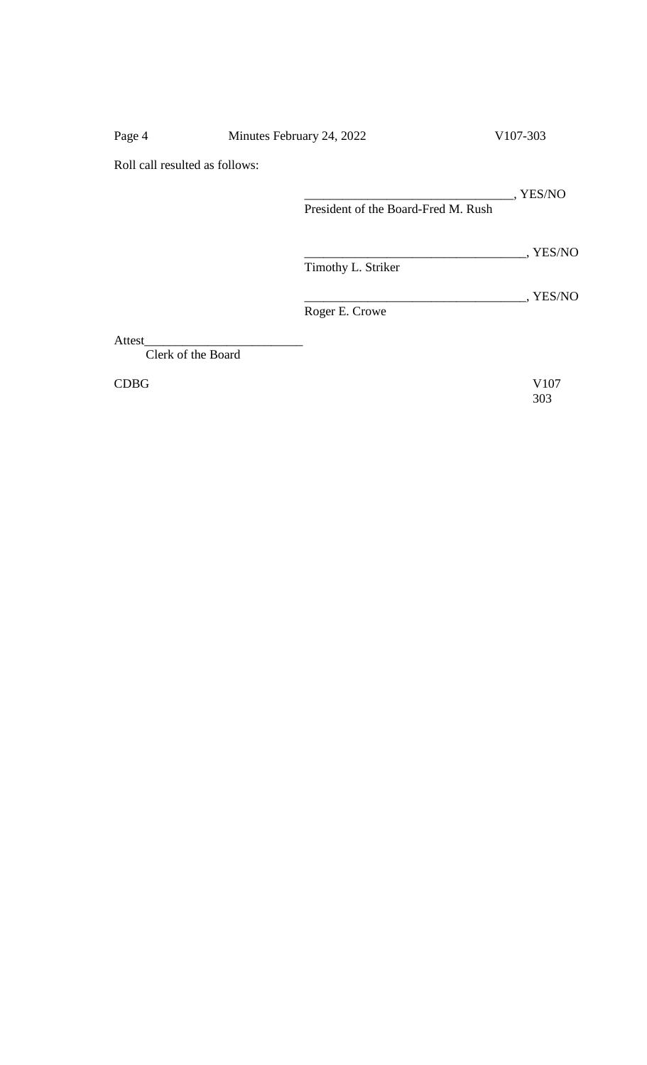Roll call resulted as follows:

_________________________________, YES/NO
President of the Board-Fred M. Rush

___________________________________, YES/NO
Timothy L. Striker

___________________________________, YES/NO
Roger E. Crowe

Attest_________________________
Clerk of the Board

CDBG

V107
303